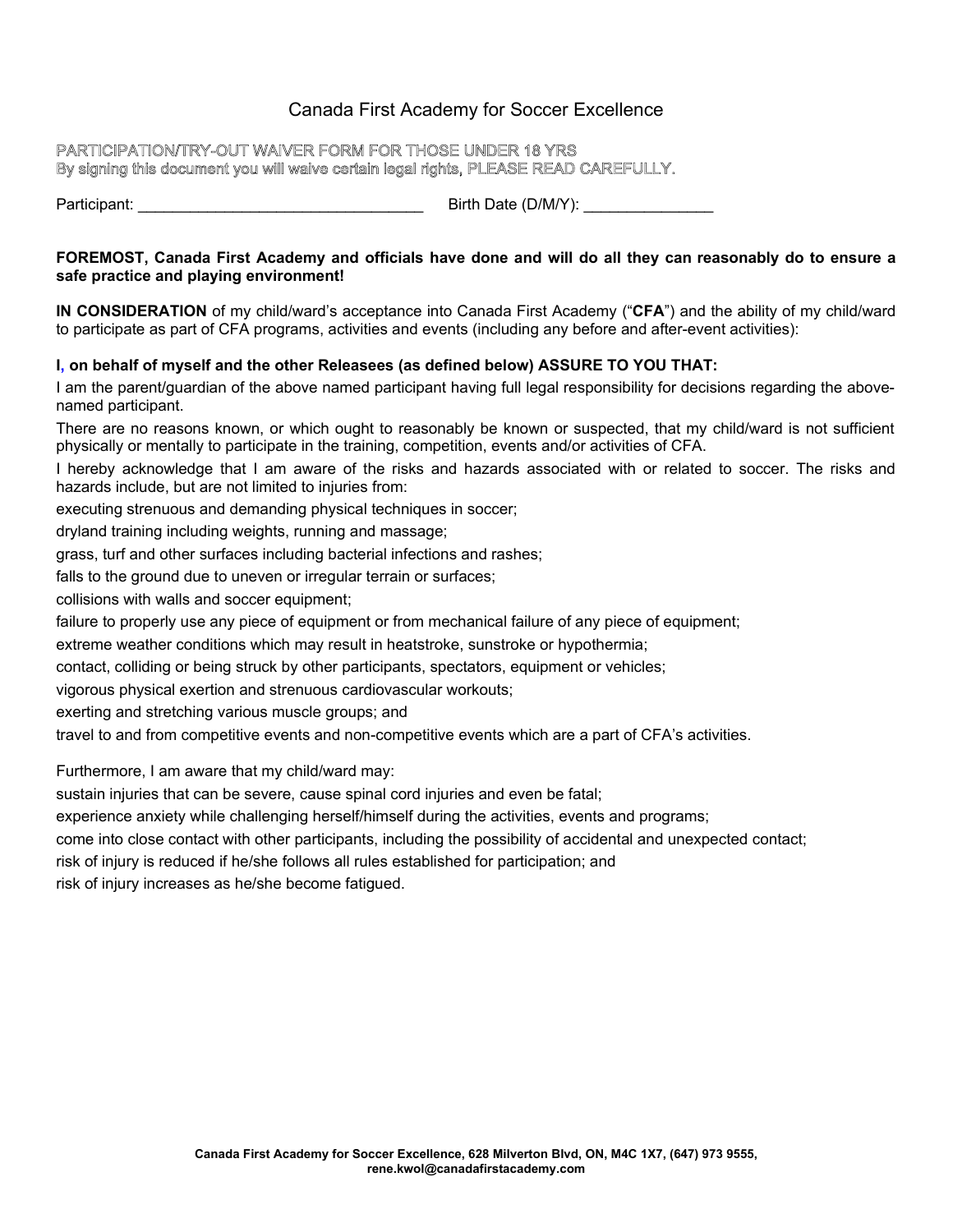# Canada First Academy for Soccer Excellence

**PARTICIPATION/TRY-OUT WAIVER FORM FOR THOSE UNDER 18 YRS**
**By signing this document you will waive certain legal rights, PLEASE READ CAREFULLY.**

Participant: _________________________________ Birth Date (D/M/Y): _______________

**FOREMOST, Canada First Academy and officials have done and will do all they can reasonably do to ensure a safe practice and playing environment!**

**IN CONSIDERATION** of my child/ward's acceptance into Canada First Academy ("**CFA**") and the ability of my child/ward to participate as part of CFA programs, activities and events (including any before and after-event activities):

**I, on behalf of myself and the other Releasees (as defined below) ASSURE TO YOU THAT:**

I am the parent/guardian of the above named participant having full legal responsibility for decisions regarding the above-named participant.

There are no reasons known, or which ought to reasonably be known or suspected, that my child/ward is not sufficient physically or mentally to participate in the training, competition, events and/or activities of CFA.

I hereby acknowledge that I am aware of the risks and hazards associated with or related to soccer. The risks and hazards include, but are not limited to injuries from:

executing strenuous and demanding physical techniques in soccer;

dryland training including weights, running and massage;

grass, turf and other surfaces including bacterial infections and rashes;

falls to the ground due to uneven or irregular terrain or surfaces;

collisions with walls and soccer equipment;

failure to properly use any piece of equipment or from mechanical failure of any piece of equipment;

extreme weather conditions which may result in heatstroke, sunstroke or hypothermia;

contact, colliding or being struck by other participants, spectators, equipment or vehicles;

vigorous physical exertion and strenuous cardiovascular workouts;

exerting and stretching various muscle groups; and

travel to and from competitive events and non-competitive events which are a part of CFA's activities.

Furthermore, I am aware that my child/ward may:

sustain injuries that can be severe, cause spinal cord injuries and even be fatal;

experience anxiety while challenging herself/himself during the activities, events and programs;

come into close contact with other participants, including the possibility of accidental and unexpected contact;

risk of injury is reduced if he/she follows all rules established for participation; and

risk of injury increases as he/she become fatigued.

**Canada First Academy for Soccer Excellence, 628 Milverton Blvd, ON, M4C 1X7, (647) 973 9555, rene.kwol@canadafirstacademy.com**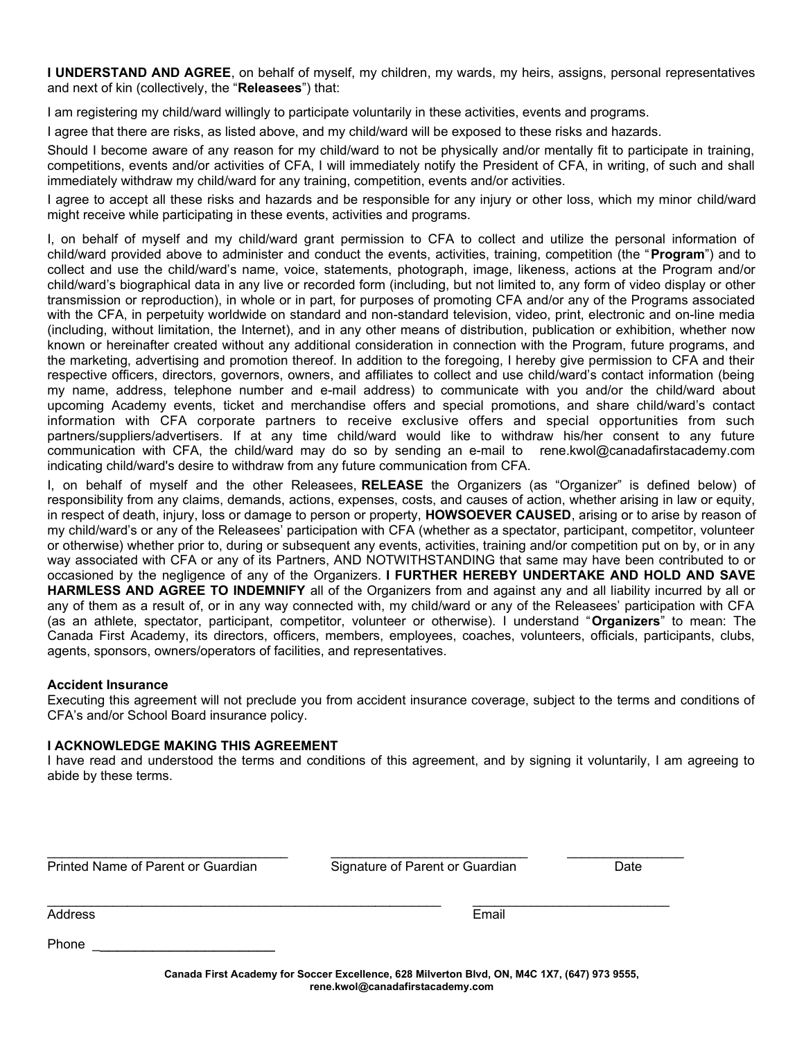**I UNDERSTAND AND AGREE**, on behalf of myself, my children, my wards, my heirs, assigns, personal representatives and next of kin (collectively, the "**Releasees**") that:

I am registering my child/ward willingly to participate voluntarily in these activities, events and programs.

I agree that there are risks, as listed above, and my child/ward will be exposed to these risks and hazards.

Should I become aware of any reason for my child/ward to not be physically and/or mentally fit to participate in training, competitions, events and/or activities of CFA, I will immediately notify the President of CFA, in writing, of such and shall immediately withdraw my child/ward for any training, competition, events and/or activities.

I agree to accept all these risks and hazards and be responsible for any injury or other loss, which my minor child/ward might receive while participating in these events, activities and programs.

I, on behalf of myself and my child/ward grant permission to CFA to collect and utilize the personal information of child/ward provided above to administer and conduct the events, activities, training, competition (the "**Program**") and to collect and use the child/ward's name, voice, statements, photograph, image, likeness, actions at the Program and/or child/ward's biographical data in any live or recorded form (including, but not limited to, any form of video display or other transmission or reproduction), in whole or in part, for purposes of promoting CFA and/or any of the Programs associated with the CFA, in perpetuity worldwide on standard and non-standard television, video, print, electronic and on-line media (including, without limitation, the Internet), and in any other means of distribution, publication or exhibition, whether now known or hereinafter created without any additional consideration in connection with the Program, future programs, and the marketing, advertising and promotion thereof. In addition to the foregoing, I hereby give permission to CFA and their respective officers, directors, governors, owners, and affiliates to collect and use child/ward's contact information (being my name, address, telephone number and e-mail address) to communicate with you and/or the child/ward about upcoming Academy events, ticket and merchandise offers and special promotions, and share child/ward's contact information with CFA corporate partners to receive exclusive offers and special opportunities from such partners/suppliers/advertisers. If at any time child/ward would like to withdraw his/her consent to any future communication with CFA, the child/ward may do so by sending an e-mail to rene.kwol@canadafirstacademy.com indicating child/ward's desire to withdraw from any future communication from CFA.

I, on behalf of myself and the other Releasees, **RELEASE** the Organizers (as "Organizer" is defined below) of responsibility from any claims, demands, actions, expenses, costs, and causes of action, whether arising in law or equity, in respect of death, injury, loss or damage to person or property, **HOWSOEVER CAUSED**, arising or to arise by reason of my child/ward's or any of the Releasees' participation with CFA (whether as a spectator, participant, competitor, volunteer or otherwise) whether prior to, during or subsequent any events, activities, training and/or competition put on by, or in any way associated with CFA or any of its Partners, AND NOTWITHSTANDING that same may have been contributed to or occasioned by the negligence of any of the Organizers. **I FURTHER HEREBY UNDERTAKE AND HOLD AND SAVE HARMLESS AND AGREE TO INDEMNIFY** all of the Organizers from and against any and all liability incurred by all or any of them as a result of, or in any way connected with, my child/ward or any of the Releasees' participation with CFA (as an athlete, spectator, participant, competitor, volunteer or otherwise). I understand "**Organizers**" to mean: The Canada First Academy, its directors, officers, members, employees, coaches, volunteers, officials, participants, clubs, agents, sponsors, owners/operators of facilities, and representatives.

**Accident Insurance**
Executing this agreement will not preclude you from accident insurance coverage, subject to the terms and conditions of CFA's and/or School Board insurance policy.

**I ACKNOWLEDGE MAKING THIS AGREEMENT**
I have read and understood the terms and conditions of this agreement, and by signing it voluntarily, I am agreeing to abide by these terms.

\_\_\_\_\_\_\_\_\_\_\_\_\_\_\_\_\_\_\_\_\_\_\_\_\_\_\_\_\_\_ Printed Name of Parent or Guardian

\_\_\_\_\_\_\_\_\_\_\_\_\_\_\_\_\_\_\_\_\_\_\_\_\_\_\_\_\_\_ Signature of Parent or Guardian

\_\_\_\_\_\_\_\_\_\_\_\_\_\_\_\_ Date

\_\_\_\_\_\_\_\_\_\_\_\_\_\_\_\_\_\_\_\_\_\_\_\_\_\_\_\_\_\_\_\_\_\_\_\_\_\_\_\_\_\_\_\_\_\_ Address

\_\_\_\_\_\_\_\_\_\_\_\_\_\_\_\_\_\_\_\_\_\_\_\_\_\_\_\_\_\_ Email

Phone \_\_\_\_\_\_\_\_\_\_\_\_\_\_\_\_\_\_\_\_\_\_\_\_

**Canada First Academy for Soccer Excellence, 628 Milverton Blvd, ON, M4C 1X7, (647) 973 9555, rene.kwol@canadafirstacademy.com**